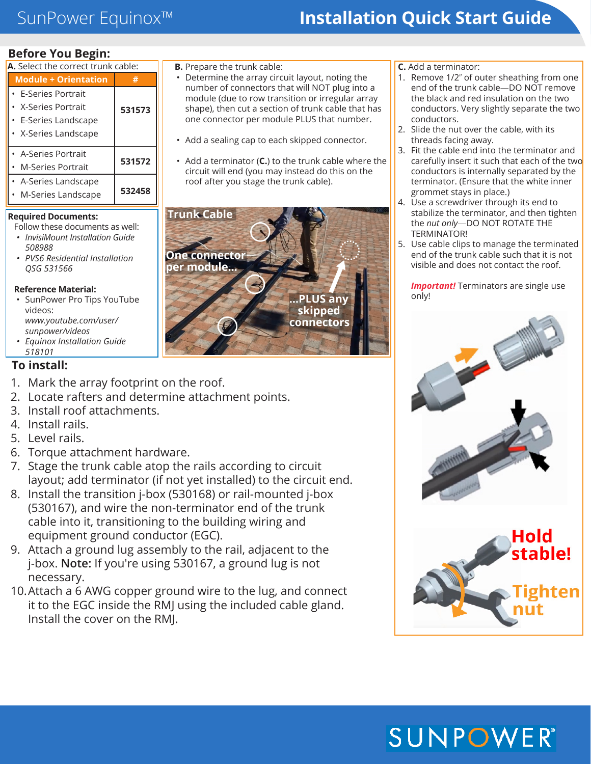# SunPower Equinox™ Installation Quick Start Guide

## Before You Begin:

**A.** Select the correct trunk cable:

| Module + Orientation | # |
|---|---|
| • E-Series Portrait<br>• X-Series Portrait<br>• E-Series Landscape<br>• X-Series Landscape | **531573** |
| • A-Series Portrait<br>• M-Series Portrait | **531572** |
| • A-Series Landscape<br>• M-Series Landscape | **532458** |

**Required Documents:**

Follow these documents as well:

- *InvisiMount Installation Guide 508988*
- *PVS6 Residential Installation QSG 531566*

**Reference Material:**

- SunPower Pro Tips YouTube videos: *www.youtube.com/user/sunpower/videos*
- *Equinox Installation Guide 518101*

**B.** Prepare the trunk cable:

- Determine the array circuit layout, noting the number of connectors that will NOT plug into a module (due to row transition or irregular array shape), then cut a section of trunk cable that has one connector per module PLUS that number.
- Add a sealing cap to each skipped connector.
- Add a terminator (**C.**) to the trunk cable where the circuit will end (you may instead do this on the roof after you stage the trunk cable).

**Trunk Cable**

**One connector per module...**

**...PLUS any skipped connectors**

**C.** Add a terminator:

1. Remove 1/2″ of outer sheathing from one end of the trunk cable—DO NOT remove the black and red insulation on the two conductors. Very slightly separate the two conductors.
2. Slide the nut over the cable, with its threads facing away.
3. Fit the cable end into the terminator and carefully insert it such that each of the two conductors is internally separated by the terminator. (Ensure that the white inner grommet stays in place.)
4. Use a screwdriver through its end to stabilize the terminator, and then tighten the *nut only*—DO NOT ROTATE THE TERMINATOR!
5. Use cable clips to manage the terminated end of the trunk cable such that it is not visible and does not contact the roof.

***Important!*** Terminators are single use only!

**Hold stable!**

**Tighten nut**

## To install:

1. Mark the array footprint on the roof.
2. Locate rafters and determine attachment points.
3. Install roof attachments.
4. Install rails.
5. Level rails.
6. Torque attachment hardware.
7. Stage the trunk cable atop the rails according to circuit layout; add terminator (if not yet installed) to the circuit end.
8. Install the transition j-box (530168) or rail-mounted j-box (530167), and wire the non-terminator end of the trunk cable into it, transitioning to the building wiring and equipment ground conductor (EGC).
9. Attach a ground lug assembly to the rail, adjacent to the j-box. **Note:** If you're using 530167, a ground lug is not necessary.
10. Attach a 6 AWG copper ground wire to the lug, and connect it to the EGC inside the RMJ using the included cable gland. Install the cover on the RMJ.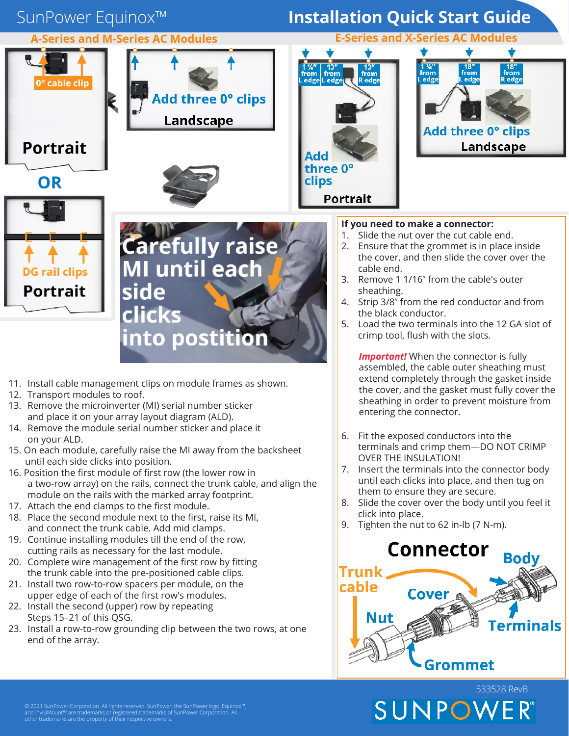# SunPower Equinox™ Installation Quick Start Guide

## A-Series and M-Series AC Modules

0° cable clip

Portrait

OR

DG rail clips

Portrait

Add three 0° clips

Landscape

Carefully raise MI until each side clicks into postition

## E-Series and X-Series AC Modules

1 ¼" from L edge | 13" from L edge | 13" from R edge

Add three 0° clips

Portrait

1 ¼" from L edge | 18" from L edge | 18" from R edge

Add three 0° clips

Landscape

11. Install cable management clips on module frames as shown.
12. Transport modules to roof.
13. Remove the microinverter (MI) serial number sticker and place it on your array layout diagram (ALD).
14. Remove the module serial number sticker and place it on your ALD.
15. On each module, carefully raise the MI away from the backsheet until each side clicks into position.
16. Position the first module of first row (the lower row in a two-row array) on the rails, connect the trunk cable, and align the module on the rails with the marked array footprint.
17. Attach the end clamps to the first module.
18. Place the second module next to the first, raise its MI, and connect the trunk cable. Add mid clamps.
19. Continue installing modules till the end of the row, cutting rails as necessary for the last module.
20. Complete wire management of the first row by fitting the trunk cable into the pre-positioned cable clips.
21. Install two row-to-row spacers per module, on the upper edge of each of the first row's modules.
22. Install the second (upper) row by repeating Steps 15–21 of this QSG.
23. Install a row-to-row grounding clip between the two rows, at one end of the array.

**If you need to make a connector:**

1. Slide the nut over the cut cable end.
2. Ensure that the grommet is in place inside the cover, and then slide the cover over the cable end.
3. Remove 1 1/16″ from the cable's outer sheathing.
4. Strip 3/8″ from the red conductor and from the black conductor.
5. Load the two terminals into the 12 GA slot of crimp tool, flush with the slots.

   ***Important!*** When the connector is fully assembled, the cable outer sheathing must extend completely through the gasket inside the cover, and the gasket must fully cover the sheathing in order to prevent moisture from entering the connector.

6. Fit the exposed conductors into the terminals and crimp them—DO NOT CRIMP OVER THE INSULATION!
7. Insert the terminals into the connector body until each clicks into place, and then tug on them to ensure they are secure.
8. Slide the cover over the body until you feel it click into place.
9. Tighten the nut to 62 in-lb (7 N-m).

Connector

Trunk cable

Body

Cover

Nut

Terminals

Grommet

533528 RevB

© 2021 SunPower Corporation. All rights reserved. SunPower, the SunPower logo, Equinox™, and InvisiMount™ are trademarks or registered trademarks of SunPower Corporation. All other trademarks are the property of their respective owners.

SUNPOWER®